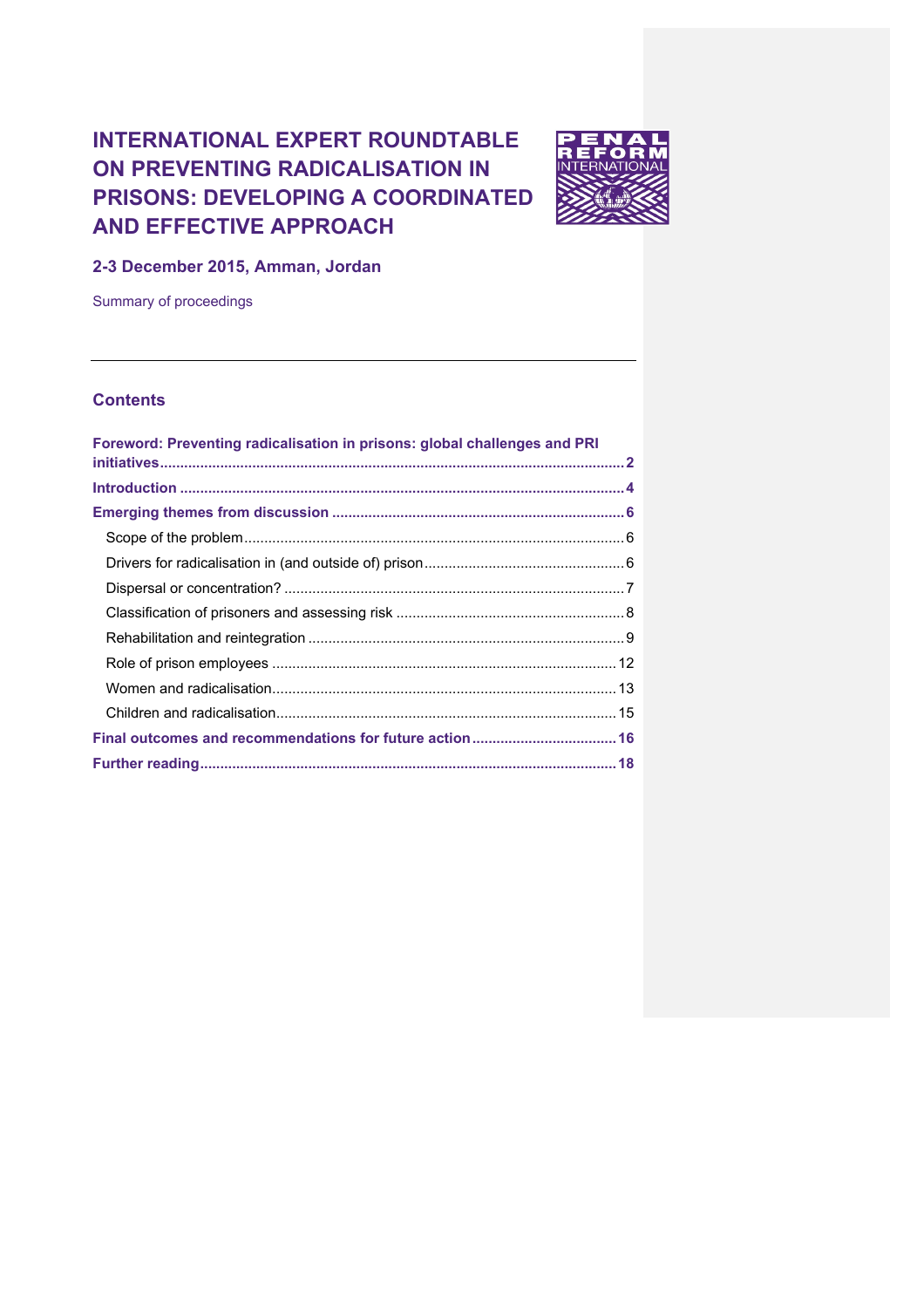# INTERNATIONAL EXPERT ROUNDTABLE ON PREVENTING RADICALISATION IN PRISONS: DEVELOPING A COORDINATED AND EFFECTIVE APPROACH

PENAL REFORM INTERNATIONAL

## 2-3 December 2015, Amman, Jordan

Summary of proceedings

---

## Contents

**Foreword: Preventing radicalisation in prisons: global challenges and PRI initiatives** .......... 2

**Introduction** .......... 4

**Emerging themes from discussion** .......... 6

- Scope of the problem .......... 6
- Drivers for radicalisation in (and outside of) prison .......... 6
- Dispersal or concentration? .......... 7
- Classification of prisoners and assessing risk .......... 8
- Rehabilitation and reintegration .......... 9
- Role of prison employees .......... 12
- Women and radicalisation .......... 13
- Children and radicalisation .......... 15

**Final outcomes and recommendations for future action** .......... 16

**Further reading** .......... 18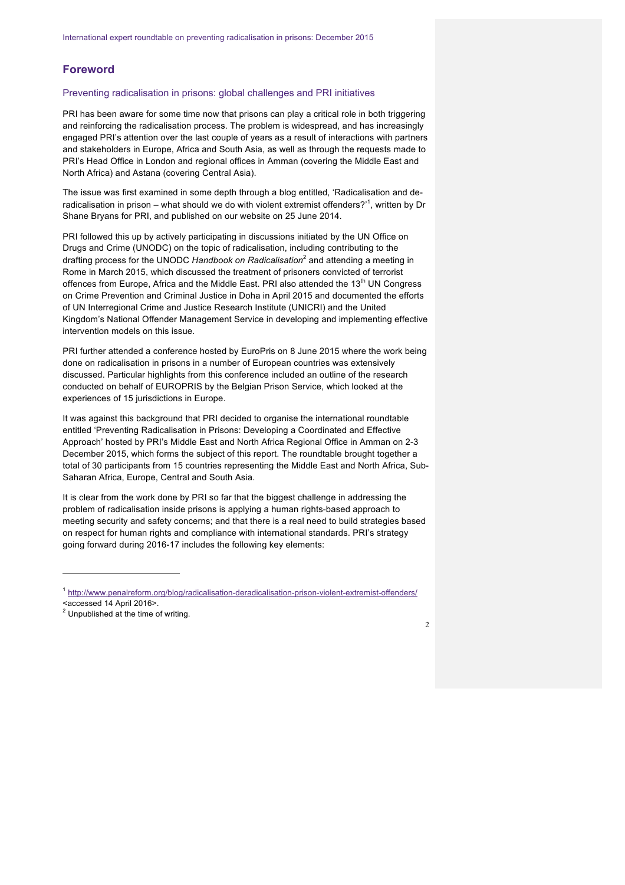## Foreword

### Preventing radicalisation in prisons: global challenges and PRI initiatives

PRI has been aware for some time now that prisons can play a critical role in both triggering and reinforcing the radicalisation process. The problem is widespread, and has increasingly engaged PRI's attention over the last couple of years as a result of interactions with partners and stakeholders in Europe, Africa and South Asia, as well as through the requests made to PRI's Head Office in London and regional offices in Amman (covering the Middle East and North Africa) and Astana (covering Central Asia).

The issue was first examined in some depth through a blog entitled, 'Radicalisation and de-radicalisation in prison – what should we do with violent extremist offenders?'[1], written by Dr Shane Bryans for PRI, and published on our website on 25 June 2014.

PRI followed this up by actively participating in discussions initiated by the UN Office on Drugs and Crime (UNODC) on the topic of radicalisation, including contributing to the drafting process for the UNODC *Handbook on Radicalisation*[2] and attending a meeting in Rome in March 2015, which discussed the treatment of prisoners convicted of terrorist offences from Europe, Africa and the Middle East. PRI also attended the 13th UN Congress on Crime Prevention and Criminal Justice in Doha in April 2015 and documented the efforts of UN Interregional Crime and Justice Research Institute (UNICRI) and the United Kingdom's National Offender Management Service in developing and implementing effective intervention models on this issue.

PRI further attended a conference hosted by EuroPris on 8 June 2015 where the work being done on radicalisation in prisons in a number of European countries was extensively discussed. Particular highlights from this conference included an outline of the research conducted on behalf of EUROPRIS by the Belgian Prison Service, which looked at the experiences of 15 jurisdictions in Europe.

It was against this background that PRI decided to organise the international roundtable entitled 'Preventing Radicalisation in Prisons: Developing a Coordinated and Effective Approach' hosted by PRI's Middle East and North Africa Regional Office in Amman on 2-3 December 2015, which forms the subject of this report. The roundtable brought together a total of 30 participants from 15 countries representing the Middle East and North Africa, Sub-Saharan Africa, Europe, Central and South Asia.

It is clear from the work done by PRI so far that the biggest challenge in addressing the problem of radicalisation inside prisons is applying a human rights-based approach to meeting security and safety concerns; and that there is a real need to build strategies based on respect for human rights and compliance with international standards. PRI's strategy going forward during 2016-17 includes the following key elements:

---

[1] http://www.penalreform.org/blog/radicalisation-deradicalisation-prison-violent-extremist-offenders/ <accessed 14 April 2016>.

[2] Unpublished at the time of writing.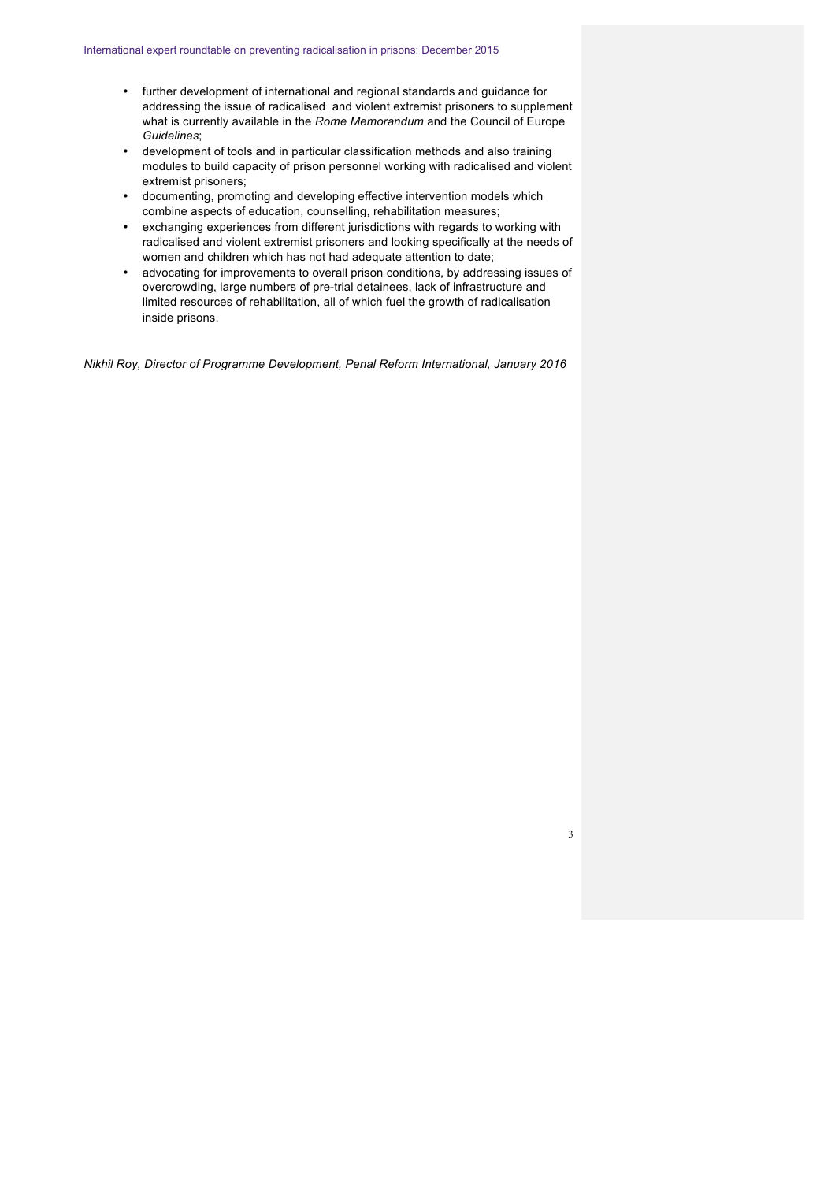- further development of international and regional standards and guidance for addressing the issue of radicalised  and violent extremist prisoners to supplement what is currently available in the *Rome Memorandum* and the Council of Europe *Guidelines*;
- development of tools and in particular classification methods and also training modules to build capacity of prison personnel working with radicalised and violent extremist prisoners;
- documenting, promoting and developing effective intervention models which combine aspects of education, counselling, rehabilitation measures;
- exchanging experiences from different jurisdictions with regards to working with radicalised and violent extremist prisoners and looking specifically at the needs of women and children which has not had adequate attention to date;
- advocating for improvements to overall prison conditions, by addressing issues of overcrowding, large numbers of pre-trial detainees, lack of infrastructure and limited resources of rehabilitation, all of which fuel the growth of radicalisation inside prisons.

*Nikhil Roy, Director of Programme Development, Penal Reform International, January 2016*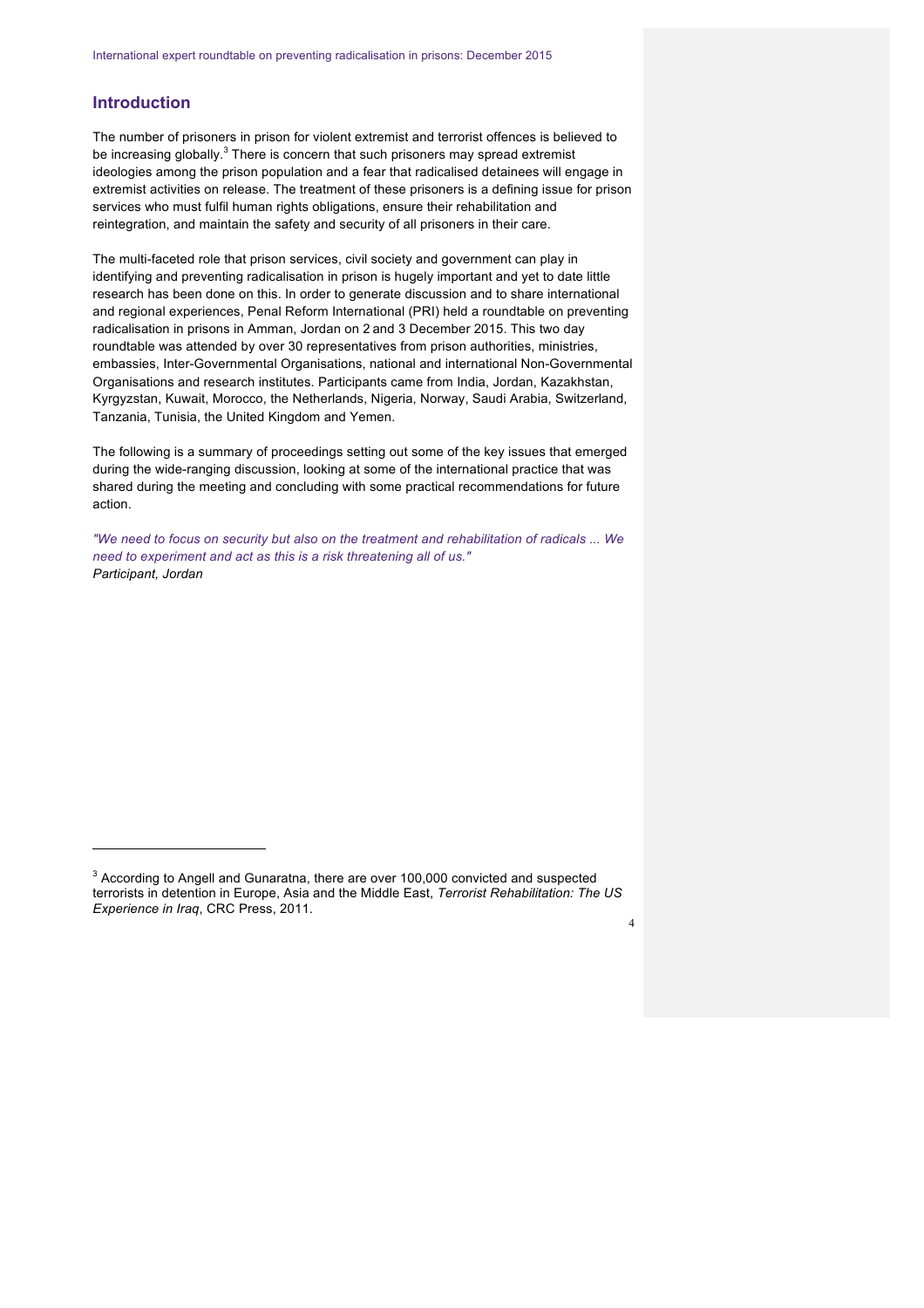## Introduction

The number of prisoners in prison for violent extremist and terrorist offences is believed to be increasing globally.[3] There is concern that such prisoners may spread extremist ideologies among the prison population and a fear that radicalised detainees will engage in extremist activities on release. The treatment of these prisoners is a defining issue for prison services who must fulfil human rights obligations, ensure their rehabilitation and reintegration, and maintain the safety and security of all prisoners in their care.

The multi-faceted role that prison services, civil society and government can play in identifying and preventing radicalisation in prison is hugely important and yet to date little research has been done on this. In order to generate discussion and to share international and regional experiences, Penal Reform International (PRI) held a roundtable on preventing radicalisation in prisons in Amman, Jordan on 2 and 3 December 2015. This two day roundtable was attended by over 30 representatives from prison authorities, ministries, embassies, Inter-Governmental Organisations, national and international Non-Governmental Organisations and research institutes. Participants came from India, Jordan, Kazakhstan, Kyrgyzstan, Kuwait, Morocco, the Netherlands, Nigeria, Norway, Saudi Arabia, Switzerland, Tanzania, Tunisia, the United Kingdom and Yemen.

The following is a summary of proceedings setting out some of the key issues that emerged during the wide-ranging discussion, looking at some of the international practice that was shared during the meeting and concluding with some practical recommendations for future action.

*"We need to focus on security but also on the treatment and rehabilitation of radicals ... We need to experiment and act as this is a risk threatening all of us."*
***Participant, Jordan***

---

[3] According to Angell and Gunaratna, there are over 100,000 convicted and suspected terrorists in detention in Europe, Asia and the Middle East, *Terrorist Rehabilitation: The US Experience in Iraq*, CRC Press, 2011.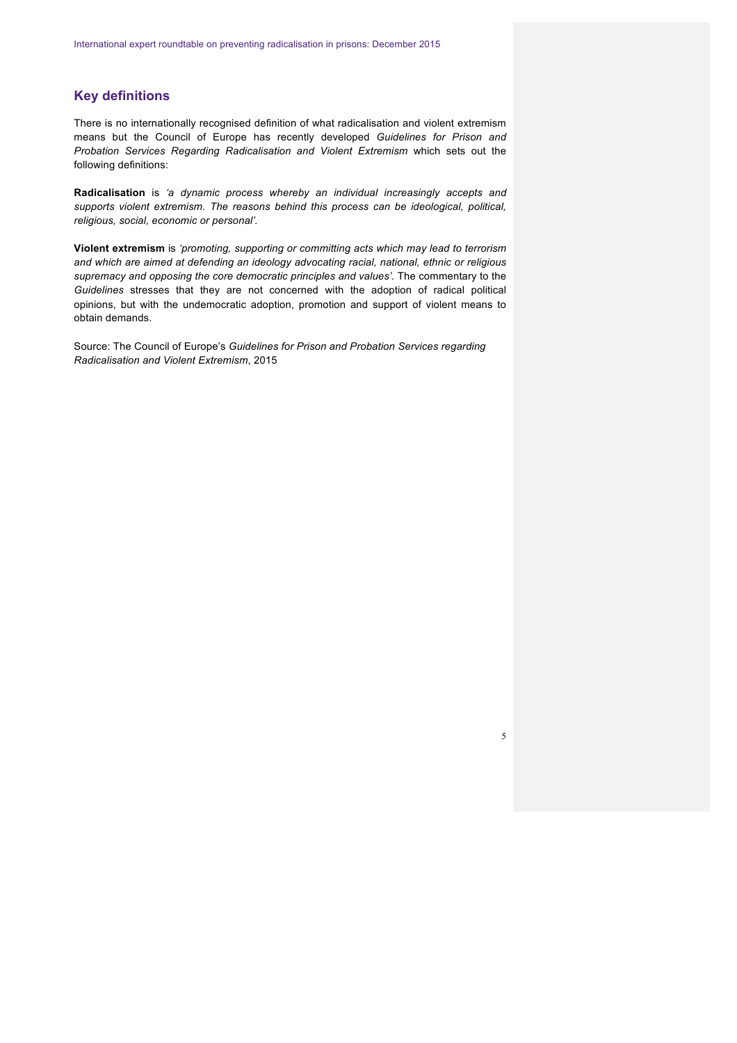## Key definitions

There is no internationally recognised definition of what radicalisation and violent extremism means but the Council of Europe has recently developed *Guidelines for Prison and Probation Services Regarding Radicalisation and Violent Extremism* which sets out the following definitions:

**Radicalisation** is *'a dynamic process whereby an individual increasingly accepts and supports violent extremism. The reasons behind this process can be ideological, political, religious, social, economic or personal'.*

**Violent extremism** is *'promoting, supporting or committing acts which may lead to terrorism and which are aimed at defending an ideology advocating racial, national, ethnic or religious supremacy and opposing the core democratic principles and values'.* The commentary to the *Guidelines* stresses that they are not concerned with the adoption of radical political opinions, but with the undemocratic adoption, promotion and support of violent means to obtain demands.

Source: The Council of Europe's *Guidelines for Prison and Probation Services regarding Radicalisation and Violent Extremism*, 2015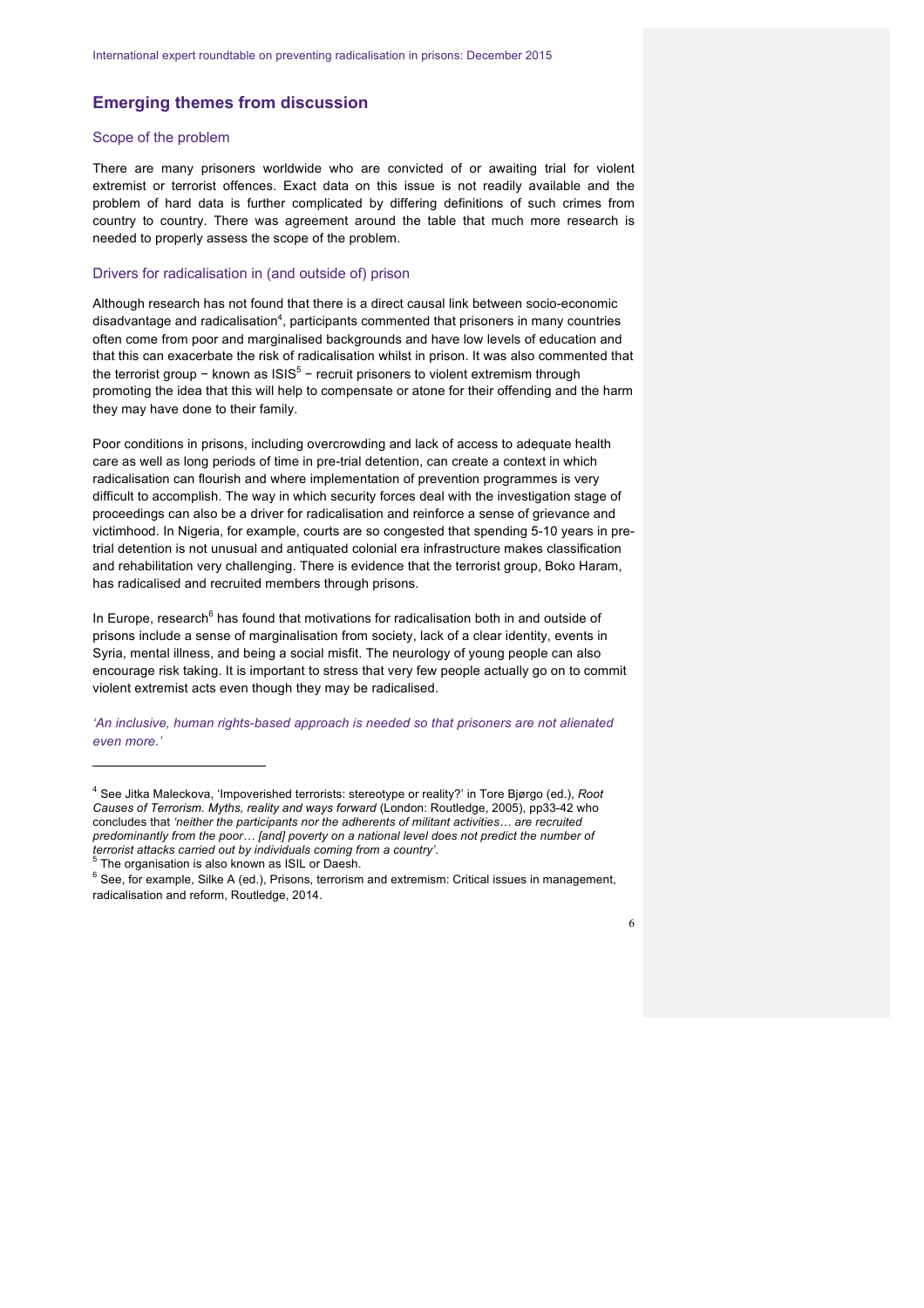## Emerging themes from discussion

### Scope of the problem

There are many prisoners worldwide who are convicted of or awaiting trial for violent extremist or terrorist offences. Exact data on this issue is not readily available and the problem of hard data is further complicated by differing definitions of such crimes from country to country. There was agreement around the table that much more research is needed to properly assess the scope of the problem.

### Drivers for radicalisation in (and outside of) prison

Although research has not found that there is a direct causal link between socio-economic disadvantage and radicalisation[4], participants commented that prisoners in many countries often come from poor and marginalised backgrounds and have low levels of education and that this can exacerbate the risk of radicalisation whilst in prison. It was also commented that the terrorist group − known as ISIS[5] − recruit prisoners to violent extremism through promoting the idea that this will help to compensate or atone for their offending and the harm they may have done to their family.

Poor conditions in prisons, including overcrowding and lack of access to adequate health care as well as long periods of time in pre-trial detention, can create a context in which radicalisation can flourish and where implementation of prevention programmes is very difficult to accomplish. The way in which security forces deal with the investigation stage of proceedings can also be a driver for radicalisation and reinforce a sense of grievance and victimhood. In Nigeria, for example, courts are so congested that spending 5-10 years in pre-trial detention is not unusual and antiquated colonial era infrastructure makes classification and rehabilitation very challenging. There is evidence that the terrorist group, Boko Haram, has radicalised and recruited members through prisons.

In Europe, research[6] has found that motivations for radicalisation both in and outside of prisons include a sense of marginalisation from society, lack of a clear identity, events in Syria, mental illness, and being a social misfit. The neurology of young people can also encourage risk taking. It is important to stress that very few people actually go on to commit violent extremist acts even though they may be radicalised.

*'An inclusive, human rights-based approach is needed so that prisoners are not alienated even more.'*

---

[4] See Jitka Maleckova, 'Impoverished terrorists: stereotype or reality?' in Tore Bjørgo (ed.), *Root Causes of Terrorism. Myths, reality and ways forward* (London: Routledge, 2005), pp33-42 who concludes that *'neither the participants nor the adherents of militant activities… are recruited predominantly from the poor… [and] poverty on a national level does not predict the number of terrorist attacks carried out by individuals coming from a country'*.

[5] The organisation is also known as ISIL or Daesh.

[6] See, for example, Silke A (ed.), Prisons, terrorism and extremism: Critical issues in management, radicalisation and reform, Routledge, 2014.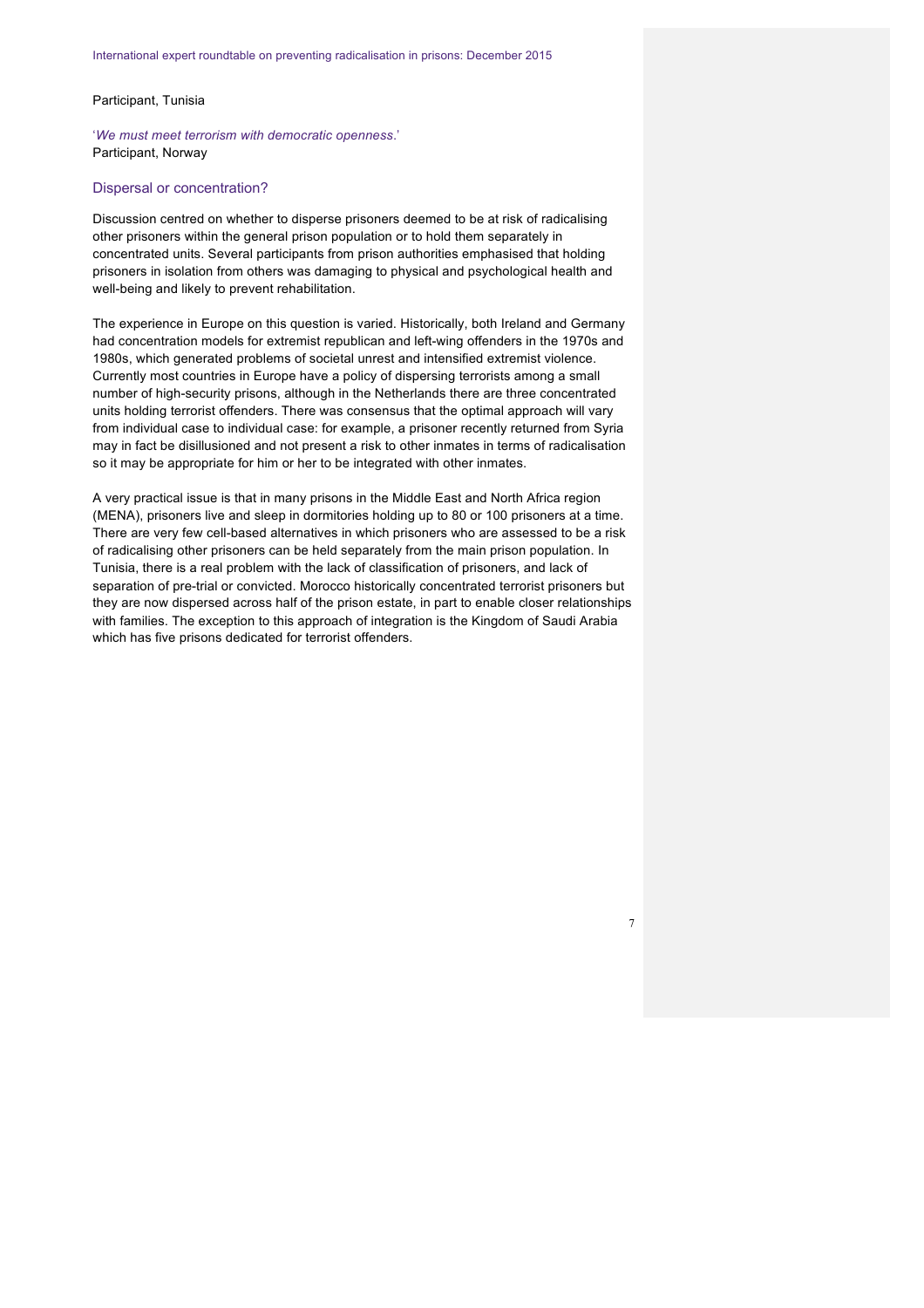Participant, Tunisia

'*We must meet terrorism with democratic openness*.'
Participant, Norway

## Dispersal or concentration?

Discussion centred on whether to disperse prisoners deemed to be at risk of radicalising other prisoners within the general prison population or to hold them separately in concentrated units. Several participants from prison authorities emphasised that holding prisoners in isolation from others was damaging to physical and psychological health and well-being and likely to prevent rehabilitation.

The experience in Europe on this question is varied. Historically, both Ireland and Germany had concentration models for extremist republican and left-wing offenders in the 1970s and 1980s, which generated problems of societal unrest and intensified extremist violence. Currently most countries in Europe have a policy of dispersing terrorists among a small number of high-security prisons, although in the Netherlands there are three concentrated units holding terrorist offenders. There was consensus that the optimal approach will vary from individual case to individual case: for example, a prisoner recently returned from Syria may in fact be disillusioned and not present a risk to other inmates in terms of radicalisation so it may be appropriate for him or her to be integrated with other inmates.

A very practical issue is that in many prisons in the Middle East and North Africa region (MENA), prisoners live and sleep in dormitories holding up to 80 or 100 prisoners at a time. There are very few cell-based alternatives in which prisoners who are assessed to be a risk of radicalising other prisoners can be held separately from the main prison population. In Tunisia, there is a real problem with the lack of classification of prisoners, and lack of separation of pre-trial or convicted. Morocco historically concentrated terrorist prisoners but they are now dispersed across half of the prison estate, in part to enable closer relationships with families. The exception to this approach of integration is the Kingdom of Saudi Arabia which has five prisons dedicated for terrorist offenders.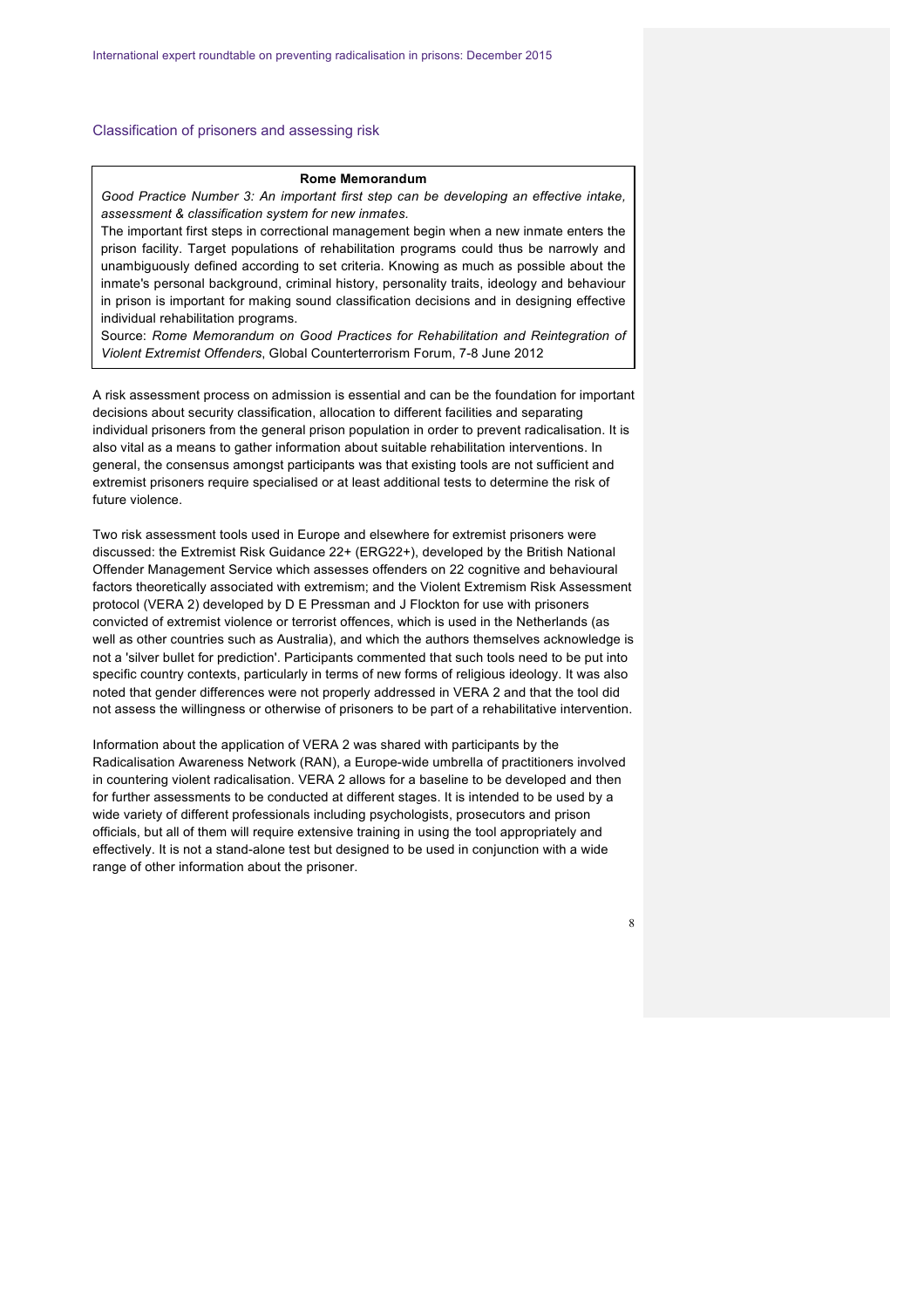## Classification of prisoners and assessing risk

> **Rome Memorandum**
>
> *Good Practice Number 3: An important first step can be developing an effective intake, assessment & classification system for new inmates.*
>
> The important first steps in correctional management begin when a new inmate enters the prison facility. Target populations of rehabilitation programs could thus be narrowly and unambiguously defined according to set criteria. Knowing as much as possible about the inmate's personal background, criminal history, personality traits, ideology and behaviour in prison is important for making sound classification decisions and in designing effective individual rehabilitation programs.
>
> Source: *Rome Memorandum on Good Practices for Rehabilitation and Reintegration of Violent Extremist Offenders*, Global Counterterrorism Forum, 7-8 June 2012

A risk assessment process on admission is essential and can be the foundation for important decisions about security classification, allocation to different facilities and separating individual prisoners from the general prison population in order to prevent radicalisation. It is also vital as a means to gather information about suitable rehabilitation interventions. In general, the consensus amongst participants was that existing tools are not sufficient and extremist prisoners require specialised or at least additional tests to determine the risk of future violence.

Two risk assessment tools used in Europe and elsewhere for extremist prisoners were discussed: the Extremist Risk Guidance 22+ (ERG22+), developed by the British National Offender Management Service which assesses offenders on 22 cognitive and behavioural factors theoretically associated with extremism; and the Violent Extremism Risk Assessment protocol (VERA 2) developed by D E Pressman and J Flockton for use with prisoners convicted of extremist violence or terrorist offences, which is used in the Netherlands (as well as other countries such as Australia), and which the authors themselves acknowledge is not a 'silver bullet for prediction'. Participants commented that such tools need to be put into specific country contexts, particularly in terms of new forms of religious ideology. It was also noted that gender differences were not properly addressed in VERA 2 and that the tool did not assess the willingness or otherwise of prisoners to be part of a rehabilitative intervention.

Information about the application of VERA 2 was shared with participants by the Radicalisation Awareness Network (RAN), a Europe-wide umbrella of practitioners involved in countering violent radicalisation. VERA 2 allows for a baseline to be developed and then for further assessments to be conducted at different stages. It is intended to be used by a wide variety of different professionals including psychologists, prosecutors and prison officials, but all of them will require extensive training in using the tool appropriately and effectively. It is not a stand-alone test but designed to be used in conjunction with a wide range of other information about the prisoner.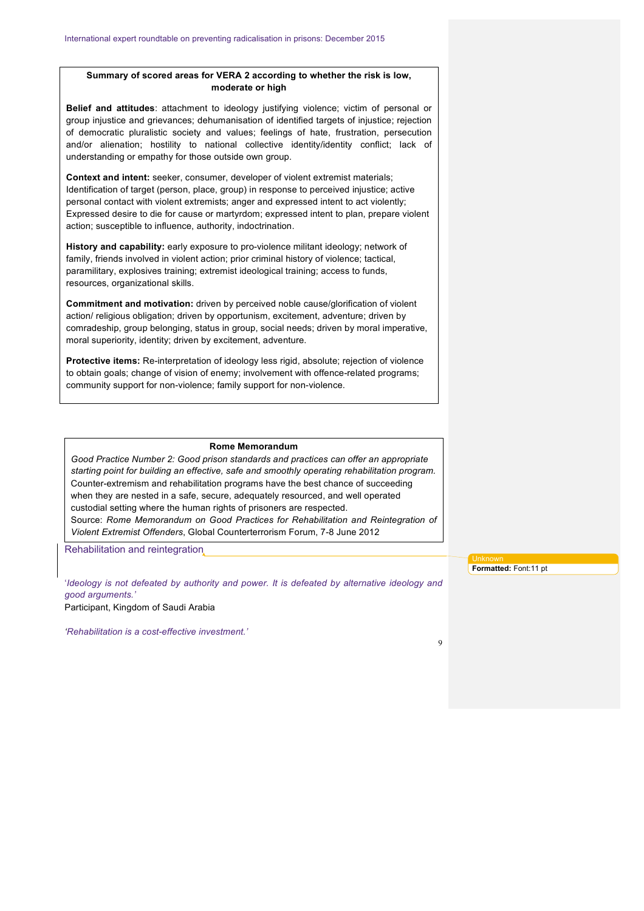**Summary of scored areas for VERA 2 according to whether the risk is low, moderate or high**

**Belief and attitudes**: attachment to ideology justifying violence; victim of personal or group injustice and grievances; dehumanisation of identified targets of injustice; rejection of democratic pluralistic society and values; feelings of hate, frustration, persecution and/or alienation; hostility to national collective identity/identity conflict; lack of understanding or empathy for those outside own group.

**Context and intent:** seeker, consumer, developer of violent extremist materials; Identification of target (person, place, group) in response to perceived injustice; active personal contact with violent extremists; anger and expressed intent to act violently; Expressed desire to die for cause or martyrdom; expressed intent to plan, prepare violent action; susceptible to influence, authority, indoctrination.

**History and capability:** early exposure to pro-violence militant ideology; network of family, friends involved in violent action; prior criminal history of violence; tactical, paramilitary, explosives training; extremist ideological training; access to funds, resources, organizational skills.

**Commitment and motivation:** driven by perceived noble cause/glorification of violent action/ religious obligation; driven by opportunism, excitement, adventure; driven by comradeship, group belonging, status in group, social needs; driven by moral imperative, moral superiority, identity; driven by excitement, adventure.

**Protective items:** Re-interpretation of ideology less rigid, absolute; rejection of violence to obtain goals; change of vision of enemy; involvement with offence-related programs; community support for non-violence; family support for non-violence.

**Rome Memorandum**

*Good Practice Number 2: Good prison standards and practices can offer an appropriate starting point for building an effective, safe and smoothly operating rehabilitation program.* Counter-extremism and rehabilitation programs have the best chance of succeeding when they are nested in a safe, secure, adequately resourced, and well operated custodial setting where the human rights of prisoners are respected.
Source: *Rome Memorandum on Good Practices for Rehabilitation and Reintegration of Violent Extremist Offenders*, Global Counterterrorism Forum, 7-8 June 2012

## Rehabilitation and reintegration

'*Ideology is not defeated by authority and power. It is defeated by alternative ideology and good arguments.'*
Participant, Kingdom of Saudi Arabia

*'Rehabilitation is a cost-effective investment.'*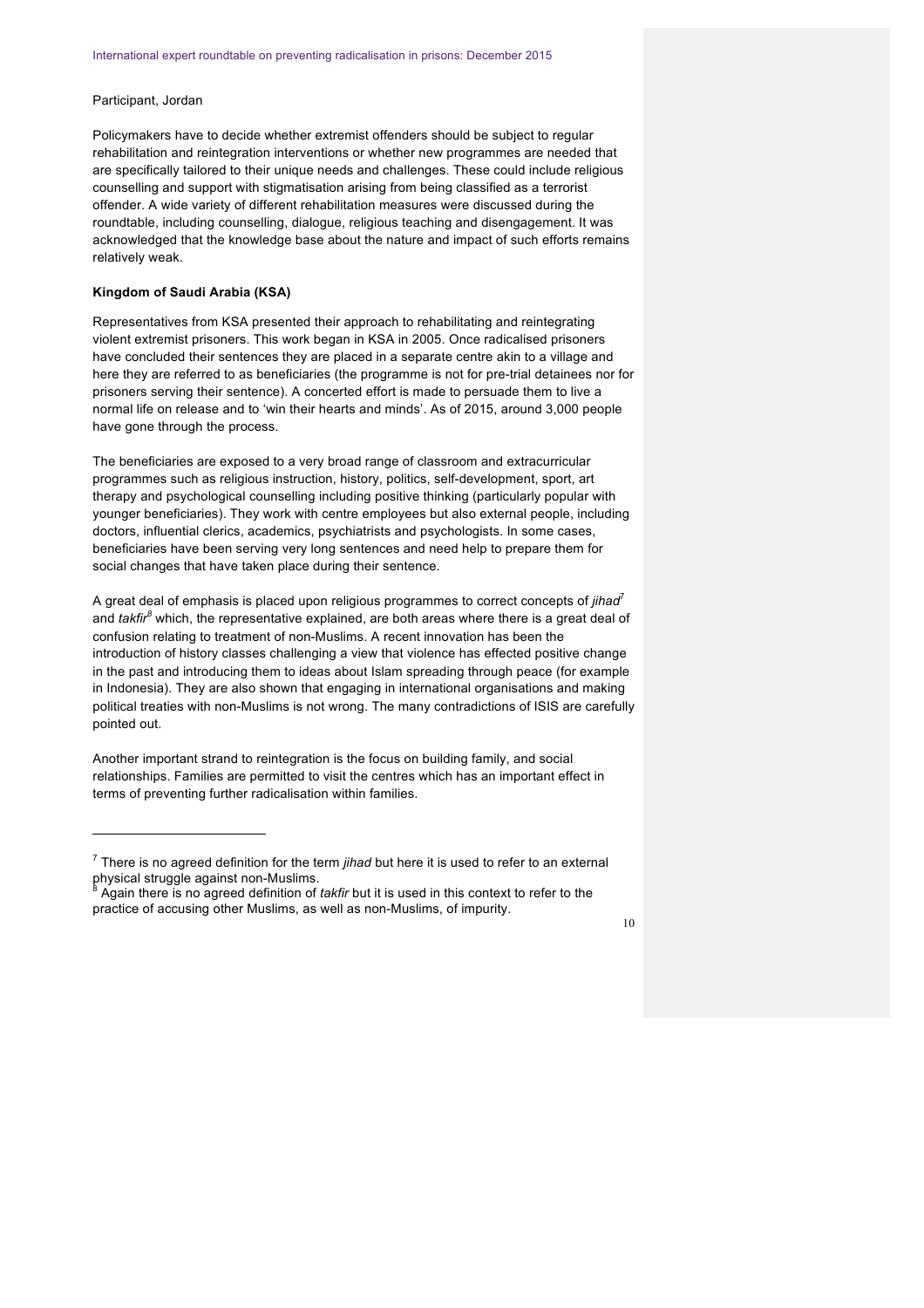Participant, Jordan

Policymakers have to decide whether extremist offenders should be subject to regular rehabilitation and reintegration interventions or whether new programmes are needed that are specifically tailored to their unique needs and challenges. These could include religious counselling and support with stigmatisation arising from being classified as a terrorist offender. A wide variety of different rehabilitation measures were discussed during the roundtable, including counselling, dialogue, religious teaching and disengagement. It was acknowledged that the knowledge base about the nature and impact of such efforts remains relatively weak.

**Kingdom of Saudi Arabia (KSA)**

Representatives from KSA presented their approach to rehabilitating and reintegrating violent extremist prisoners. This work began in KSA in 2005. Once radicalised prisoners have concluded their sentences they are placed in a separate centre akin to a village and here they are referred to as beneficiaries (the programme is not for pre-trial detainees nor for prisoners serving their sentence). A concerted effort is made to persuade them to live a normal life on release and to 'win their hearts and minds'. As of 2015, around 3,000 people have gone through the process.

The beneficiaries are exposed to a very broad range of classroom and extracurricular programmes such as religious instruction, history, politics, self-development, sport, art therapy and psychological counselling including positive thinking (particularly popular with younger beneficiaries). They work with centre employees but also external people, including doctors, influential clerics, academics, psychiatrists and psychologists. In some cases, beneficiaries have been serving very long sentences and need help to prepare them for social changes that have taken place during their sentence.

A great deal of emphasis is placed upon religious programmes to correct concepts of *jihad*[7] and *takfir*[8] which, the representative explained, are both areas where there is a great deal of confusion relating to treatment of non-Muslims. A recent innovation has been the introduction of history classes challenging a view that violence has effected positive change in the past and introducing them to ideas about Islam spreading through peace (for example in Indonesia). They are also shown that engaging in international organisations and making political treaties with non-Muslims is not wrong. The many contradictions of ISIS are carefully pointed out.

Another important strand to reintegration is the focus on building family, and social relationships. Families are permitted to visit the centres which has an important effect in terms of preventing further radicalisation within families.

---

[7] There is no agreed definition for the term *jihad* but here it is used to refer to an external physical struggle against non-Muslims.

[8] Again there is no agreed definition of *takfir* but it is used in this context to refer to the practice of accusing other Muslims, as well as non-Muslims, of impurity.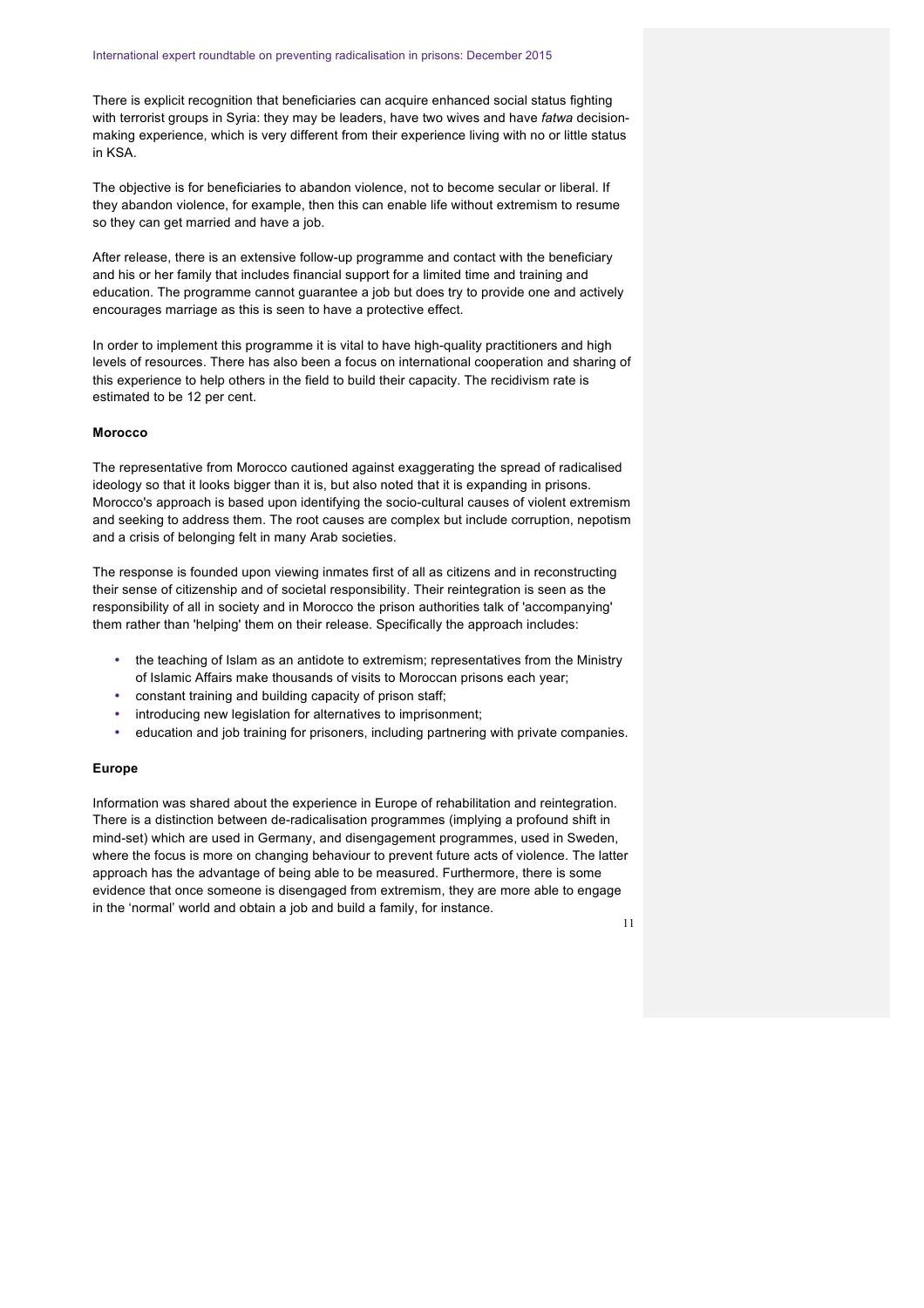There is explicit recognition that beneficiaries can acquire enhanced social status fighting with terrorist groups in Syria: they may be leaders, have two wives and have *fatwa* decision-making experience, which is very different from their experience living with no or little status in KSA.

The objective is for beneficiaries to abandon violence, not to become secular or liberal. If they abandon violence, for example, then this can enable life without extremism to resume so they can get married and have a job.

After release, there is an extensive follow-up programme and contact with the beneficiary and his or her family that includes financial support for a limited time and training and education. The programme cannot guarantee a job but does try to provide one and actively encourages marriage as this is seen to have a protective effect.

In order to implement this programme it is vital to have high-quality practitioners and high levels of resources. There has also been a focus on international cooperation and sharing of this experience to help others in the field to build their capacity. The recidivism rate is estimated to be 12 per cent.

**Morocco**

The representative from Morocco cautioned against exaggerating the spread of radicalised ideology so that it looks bigger than it is, but also noted that it is expanding in prisons. Morocco's approach is based upon identifying the socio-cultural causes of violent extremism and seeking to address them. The root causes are complex but include corruption, nepotism and a crisis of belonging felt in many Arab societies.

The response is founded upon viewing inmates first of all as citizens and in reconstructing their sense of citizenship and of societal responsibility. Their reintegration is seen as the responsibility of all in society and in Morocco the prison authorities talk of 'accompanying' them rather than 'helping' them on their release. Specifically the approach includes:

- the teaching of Islam as an antidote to extremism; representatives from the Ministry of Islamic Affairs make thousands of visits to Moroccan prisons each year;
- constant training and building capacity of prison staff;
- introducing new legislation for alternatives to imprisonment;
- education and job training for prisoners, including partnering with private companies.

**Europe**

Information was shared about the experience in Europe of rehabilitation and reintegration. There is a distinction between de-radicalisation programmes (implying a profound shift in mind-set) which are used in Germany, and disengagement programmes, used in Sweden, where the focus is more on changing behaviour to prevent future acts of violence. The latter approach has the advantage of being able to be measured. Furthermore, there is some evidence that once someone is disengaged from extremism, they are more able to engage in the 'normal' world and obtain a job and build a family, for instance.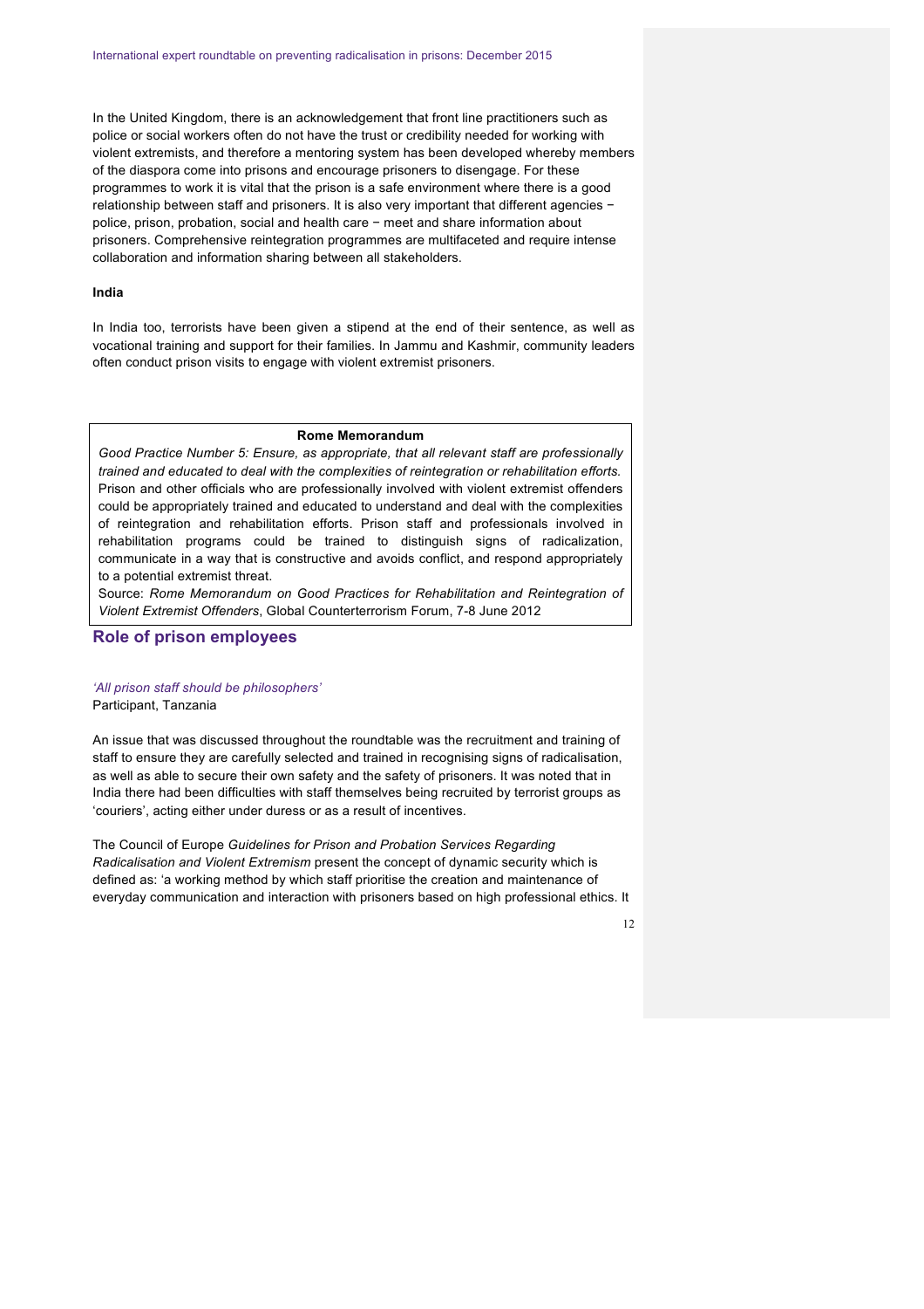In the United Kingdom, there is an acknowledgement that front line practitioners such as police or social workers often do not have the trust or credibility needed for working with violent extremists, and therefore a mentoring system has been developed whereby members of the diaspora come into prisons and encourage prisoners to disengage. For these programmes to work it is vital that the prison is a safe environment where there is a good relationship between staff and prisoners. It is also very important that different agencies − police, prison, probation, social and health care − meet and share information about prisoners. Comprehensive reintegration programmes are multifaceted and require intense collaboration and information sharing between all stakeholders.

**India**

In India too, terrorists have been given a stipend at the end of their sentence, as well as vocational training and support for their families. In Jammu and Kashmir, community leaders often conduct prison visits to engage with violent extremist prisoners.

> **Rome Memorandum**
>
> *Good Practice Number 5: Ensure, as appropriate, that all relevant staff are professionally trained and educated to deal with the complexities of reintegration or rehabilitation efforts.* Prison and other officials who are professionally involved with violent extremist offenders could be appropriately trained and educated to understand and deal with the complexities of reintegration and rehabilitation efforts. Prison staff and professionals involved in rehabilitation programs could be trained to distinguish signs of radicalization, communicate in a way that is constructive and avoids conflict, and respond appropriately to a potential extremist threat.
>
> Source: *Rome Memorandum on Good Practices for Rehabilitation and Reintegration of Violent Extremist Offenders*, Global Counterterrorism Forum, 7-8 June 2012

## Role of prison employees

*'All prison staff should be philosophers'*
Participant, Tanzania

An issue that was discussed throughout the roundtable was the recruitment and training of staff to ensure they are carefully selected and trained in recognising signs of radicalisation, as well as able to secure their own safety and the safety of prisoners. It was noted that in India there had been difficulties with staff themselves being recruited by terrorist groups as 'couriers', acting either under duress or as a result of incentives.

The Council of Europe *Guidelines for Prison and Probation Services Regarding Radicalisation and Violent Extremism* present the concept of dynamic security which is defined as: 'a working method by which staff prioritise the creation and maintenance of everyday communication and interaction with prisoners based on high professional ethics. It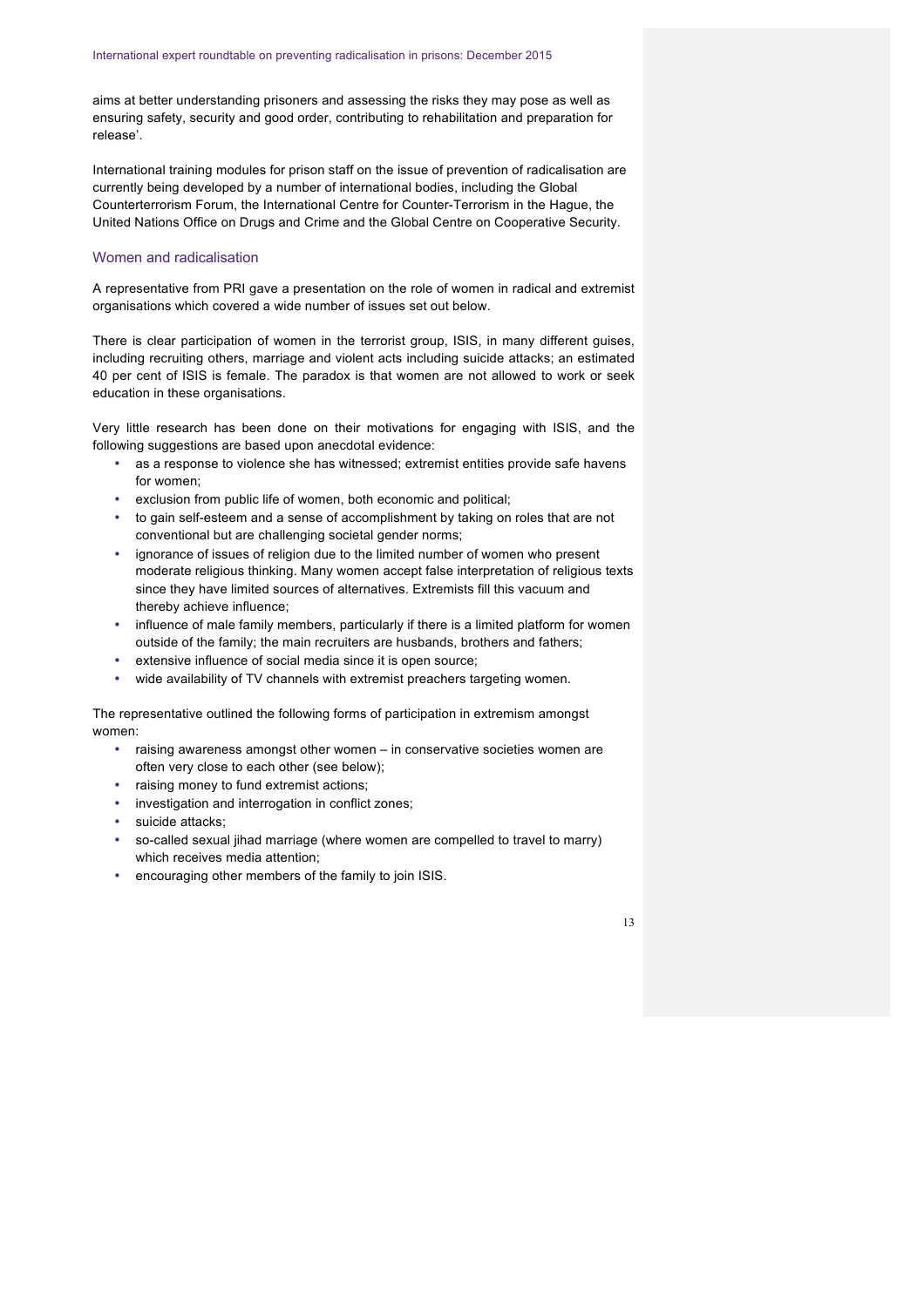aims at better understanding prisoners and assessing the risks they may pose as well as ensuring safety, security and good order, contributing to rehabilitation and preparation for release'.

International training modules for prison staff on the issue of prevention of radicalisation are currently being developed by a number of international bodies, including the Global Counterterrorism Forum, the International Centre for Counter-Terrorism in the Hague, the United Nations Office on Drugs and Crime and the Global Centre on Cooperative Security.

## Women and radicalisation

A representative from PRI gave a presentation on the role of women in radical and extremist organisations which covered a wide number of issues set out below.

There is clear participation of women in the terrorist group, ISIS, in many different guises, including recruiting others, marriage and violent acts including suicide attacks; an estimated 40 per cent of ISIS is female. The paradox is that women are not allowed to work or seek education in these organisations.

Very little research has been done on their motivations for engaging with ISIS, and the following suggestions are based upon anecdotal evidence:

- as a response to violence she has witnessed; extremist entities provide safe havens for women;
- exclusion from public life of women, both economic and political;
- to gain self-esteem and a sense of accomplishment by taking on roles that are not conventional but are challenging societal gender norms;
- ignorance of issues of religion due to the limited number of women who present moderate religious thinking. Many women accept false interpretation of religious texts since they have limited sources of alternatives. Extremists fill this vacuum and thereby achieve influence;
- influence of male family members, particularly if there is a limited platform for women outside of the family; the main recruiters are husbands, brothers and fathers;
- extensive influence of social media since it is open source;
- wide availability of TV channels with extremist preachers targeting women.

The representative outlined the following forms of participation in extremism amongst women:

- raising awareness amongst other women – in conservative societies women are often very close to each other (see below);
- raising money to fund extremist actions;
- investigation and interrogation in conflict zones;
- suicide attacks;
- so-called sexual jihad marriage (where women are compelled to travel to marry) which receives media attention;
- encouraging other members of the family to join ISIS.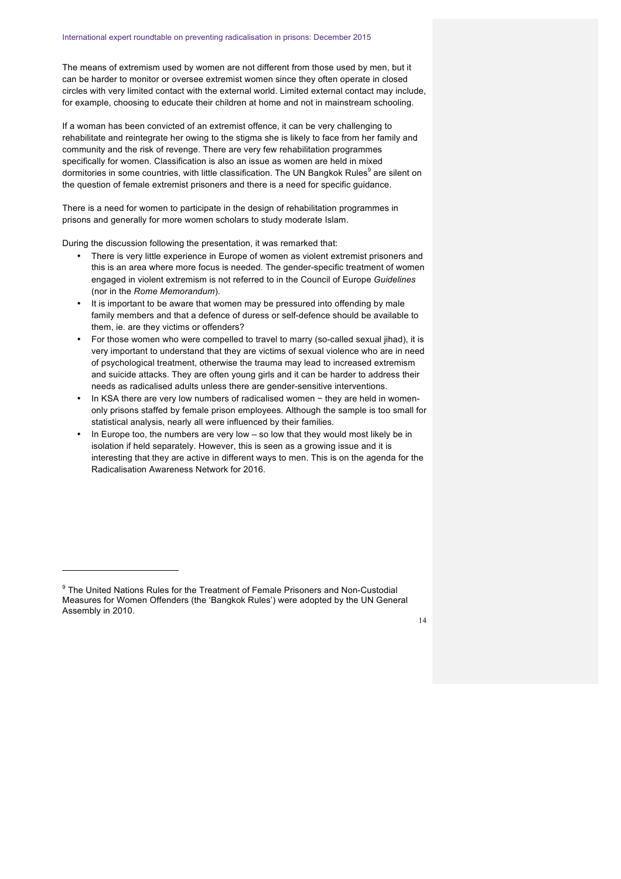The means of extremism used by women are not different from those used by men, but it can be harder to monitor or oversee extremist women since they often operate in closed circles with very limited contact with the external world. Limited external contact may include, for example, choosing to educate their children at home and not in mainstream schooling.

If a woman has been convicted of an extremist offence, it can be very challenging to rehabilitate and reintegrate her owing to the stigma she is likely to face from her family and community and the risk of revenge. There are very few rehabilitation programmes specifically for women. Classification is also an issue as women are held in mixed dormitories in some countries, with little classification. The UN Bangkok Rules[9] are silent on the question of female extremist prisoners and there is a need for specific guidance.

There is a need for women to participate in the design of rehabilitation programmes in prisons and generally for more women scholars to study moderate Islam.

During the discussion following the presentation, it was remarked that:

- There is very little experience in Europe of women as violent extremist prisoners and this is an area where more focus is needed. The gender-specific treatment of women engaged in violent extremism is not referred to in the Council of Europe *Guidelines* (nor in the *Rome Memorandum*).
- It is important to be aware that women may be pressured into offending by male family members and that a defence of duress or self-defence should be available to them, ie. are they victims or offenders?
- For those women who were compelled to travel to marry (so-called sexual jihad), it is very important to understand that they are victims of sexual violence who are in need of psychological treatment, otherwise the trauma may lead to increased extremism and suicide attacks. They are often young girls and it can be harder to address their needs as radicalised adults unless there are gender-sensitive interventions.
- In KSA there are very low numbers of radicalised women − they are held in women-only prisons staffed by female prison employees. Although the sample is too small for statistical analysis, nearly all were influenced by their families.
- In Europe too, the numbers are very low – so low that they would most likely be in isolation if held separately. However, this is seen as a growing issue and it is interesting that they are active in different ways to men. This is on the agenda for the Radicalisation Awareness Network for 2016.

[9] The United Nations Rules for the Treatment of Female Prisoners and Non-Custodial Measures for Women Offenders (the 'Bangkok Rules') were adopted by the UN General Assembly in 2010.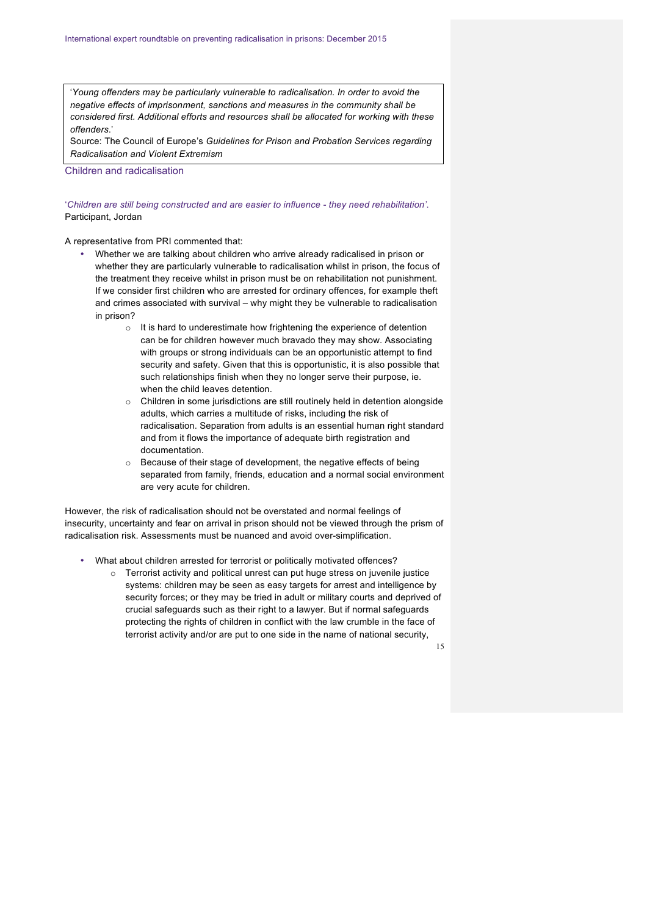> '*Young offenders may be particularly vulnerable to radicalisation. In order to avoid the negative effects of imprisonment, sanctions and measures in the community shall be considered first. Additional efforts and resources shall be allocated for working with these offenders.*'
>
> Source: The Council of Europe's *Guidelines for Prison and Probation Services regarding Radicalisation and Violent Extremism*

## Children and radicalisation

'*Children are still being constructed and are easier to influence - they need rehabilitation'.*
Participant, Jordan

A representative from PRI commented that:

- Whether we are talking about children who arrive already radicalised in prison or whether they are particularly vulnerable to radicalisation whilst in prison, the focus of the treatment they receive whilst in prison must be on rehabilitation not punishment. If we consider first children who are arrested for ordinary offences, for example theft and crimes associated with survival – why might they be vulnerable to radicalisation in prison?
    - It is hard to underestimate how frightening the experience of detention can be for children however much bravado they may show. Associating with groups or strong individuals can be an opportunistic attempt to find security and safety. Given that this is opportunistic, it is also possible that such relationships finish when they no longer serve their purpose, ie. when the child leaves detention.
    - Children in some jurisdictions are still routinely held in detention alongside adults, which carries a multitude of risks, including the risk of radicalisation. Separation from adults is an essential human right standard and from it flows the importance of adequate birth registration and documentation.
    - Because of their stage of development, the negative effects of being separated from family, friends, education and a normal social environment are very acute for children.

However, the risk of radicalisation should not be overstated and normal feelings of insecurity, uncertainty and fear on arrival in prison should not be viewed through the prism of radicalisation risk. Assessments must be nuanced and avoid over-simplification.

- What about children arrested for terrorist or politically motivated offences?
    - Terrorist activity and political unrest can put huge stress on juvenile justice systems: children may be seen as easy targets for arrest and intelligence by security forces; or they may be tried in adult or military courts and deprived of crucial safeguards such as their right to a lawyer. But if normal safeguards protecting the rights of children in conflict with the law crumble in the face of terrorist activity and/or are put to one side in the name of national security,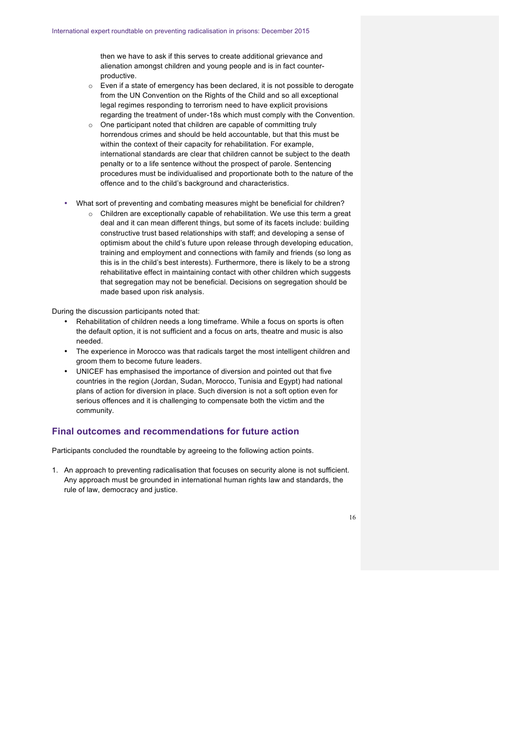then we have to ask if this serves to create additional grievance and alienation amongst children and young people and is in fact counter-productive.

  - Even if a state of emergency has been declared, it is not possible to derogate from the UN Convention on the Rights of the Child and so all exceptional legal regimes responding to terrorism need to have explicit provisions regarding the treatment of under-18s which must comply with the Convention.
  - One participant noted that children are capable of committing truly horrendous crimes and should be held accountable, but that this must be within the context of their capacity for rehabilitation. For example, international standards are clear that children cannot be subject to the death penalty or to a life sentence without the prospect of parole. Sentencing procedures must be individualised and proportionate both to the nature of the offence and to the child's background and characteristics.

- What sort of preventing and combating measures might be beneficial for children?
  - Children are exceptionally capable of rehabilitation. We use this term a great deal and it can mean different things, but some of its facets include: building constructive trust based relationships with staff; and developing a sense of optimism about the child's future upon release through developing education, training and employment and connections with family and friends (so long as this is in the child's best interests). Furthermore, there is likely to be a strong rehabilitative effect in maintaining contact with other children which suggests that segregation may not be beneficial. Decisions on segregation should be made based upon risk analysis.

During the discussion participants noted that:

- Rehabilitation of children needs a long timeframe. While a focus on sports is often the default option, it is not sufficient and a focus on arts, theatre and music is also needed.
- The experience in Morocco was that radicals target the most intelligent children and groom them to become future leaders.
- UNICEF has emphasised the importance of diversion and pointed out that five countries in the region (Jordan, Sudan, Morocco, Tunisia and Egypt) had national plans of action for diversion in place. Such diversion is not a soft option even for serious offences and it is challenging to compensate both the victim and the community.

## Final outcomes and recommendations for future action

Participants concluded the roundtable by agreeing to the following action points.

1. An approach to preventing radicalisation that focuses on security alone is not sufficient. Any approach must be grounded in international human rights law and standards, the rule of law, democracy and justice.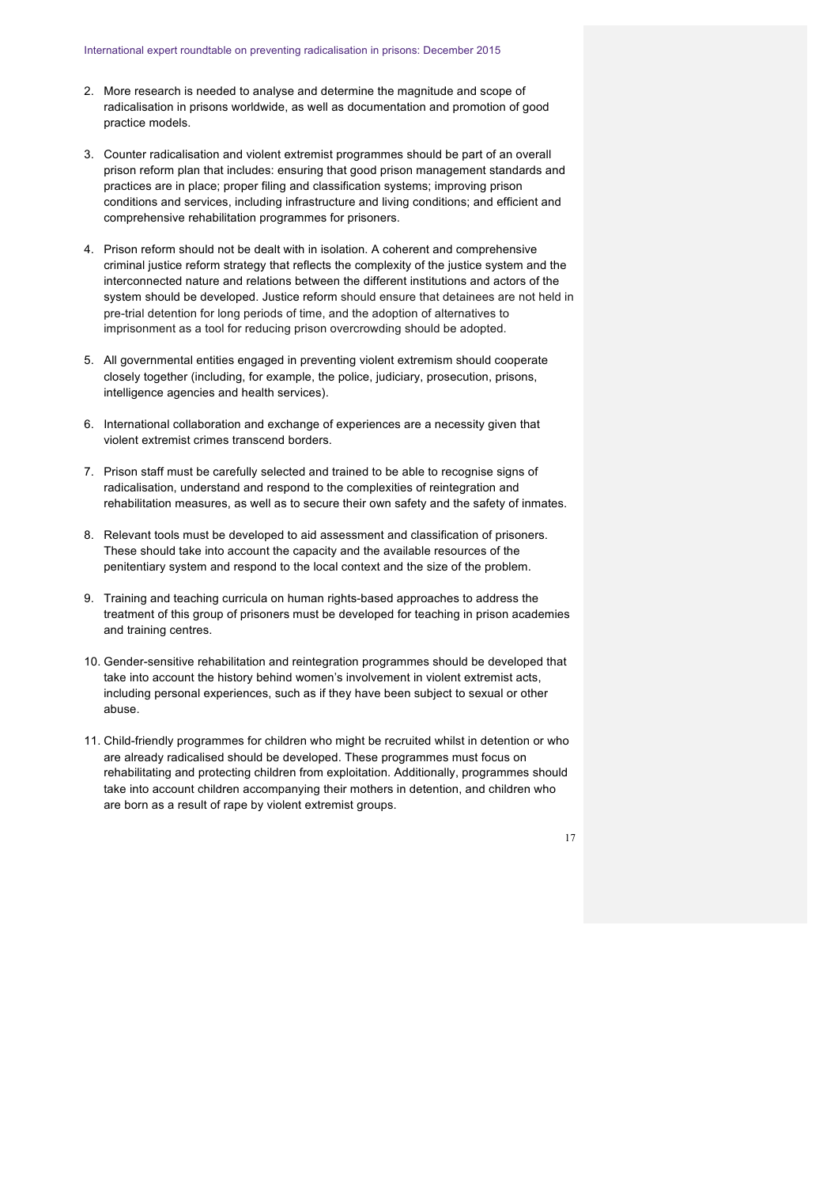2. More research is needed to analyse and determine the magnitude and scope of radicalisation in prisons worldwide, as well as documentation and promotion of good practice models.

3. Counter radicalisation and violent extremist programmes should be part of an overall prison reform plan that includes: ensuring that good prison management standards and practices are in place; proper filing and classification systems; improving prison conditions and services, including infrastructure and living conditions; and efficient and comprehensive rehabilitation programmes for prisoners.

4. Prison reform should not be dealt with in isolation. A coherent and comprehensive criminal justice reform strategy that reflects the complexity of the justice system and the interconnected nature and relations between the different institutions and actors of the system should be developed. Justice reform should ensure that detainees are not held in pre-trial detention for long periods of time, and the adoption of alternatives to imprisonment as a tool for reducing prison overcrowding should be adopted.

5. All governmental entities engaged in preventing violent extremism should cooperate closely together (including, for example, the police, judiciary, prosecution, prisons, intelligence agencies and health services).

6. International collaboration and exchange of experiences are a necessity given that violent extremist crimes transcend borders.

7. Prison staff must be carefully selected and trained to be able to recognise signs of radicalisation, understand and respond to the complexities of reintegration and rehabilitation measures, as well as to secure their own safety and the safety of inmates.

8. Relevant tools must be developed to aid assessment and classification of prisoners. These should take into account the capacity and the available resources of the penitentiary system and respond to the local context and the size of the problem.

9. Training and teaching curricula on human rights-based approaches to address the treatment of this group of prisoners must be developed for teaching in prison academies and training centres.

10. Gender-sensitive rehabilitation and reintegration programmes should be developed that take into account the history behind women's involvement in violent extremist acts, including personal experiences, such as if they have been subject to sexual or other abuse.

11. Child-friendly programmes for children who might be recruited whilst in detention or who are already radicalised should be developed. These programmes must focus on rehabilitating and protecting children from exploitation. Additionally, programmes should take into account children accompanying their mothers in detention, and children who are born as a result of rape by violent extremist groups.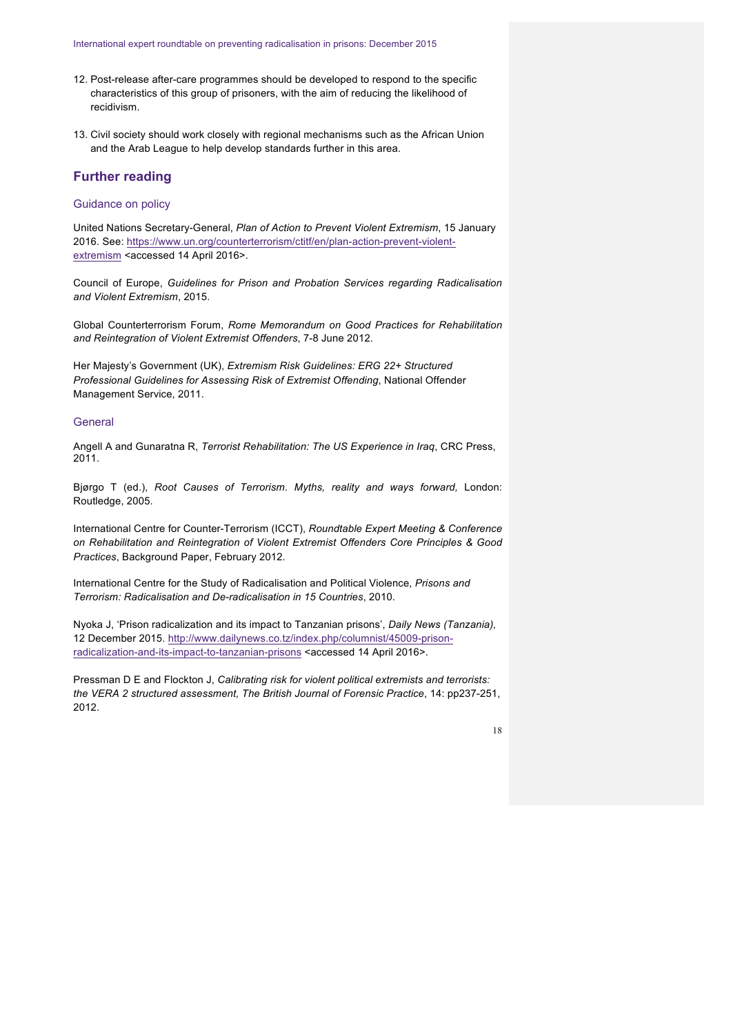12. Post-release after-care programmes should be developed to respond to the specific characteristics of this group of prisoners, with the aim of reducing the likelihood of recidivism.

13. Civil society should work closely with regional mechanisms such as the African Union and the Arab League to help develop standards further in this area.

## Further reading

### Guidance on policy

United Nations Secretary-General, *Plan of Action to Prevent Violent Extremism*, 15 January 2016. See: [https://www.un.org/counterterrorism/ctitf/en/plan-action-prevent-violent-extremism](https://www.un.org/counterterrorism/ctitf/en/plan-action-prevent-violent-extremism) <accessed 14 April 2016>.

Council of Europe, *Guidelines for Prison and Probation Services regarding Radicalisation and Violent Extremism*, 2015.

Global Counterterrorism Forum, *Rome Memorandum on Good Practices for Rehabilitation and Reintegration of Violent Extremist Offenders*, 7-8 June 2012.

Her Majesty's Government (UK), *Extremism Risk Guidelines: ERG 22+ Structured Professional Guidelines for Assessing Risk of Extremist Offending*, National Offender Management Service, 2011.

### General

Angell A and Gunaratna R, *Terrorist Rehabilitation: The US Experience in Iraq*, CRC Press, 2011.

Bjørgo T (ed.), *Root Causes of Terrorism. Myths, reality and ways forward,* London: Routledge, 2005.

International Centre for Counter-Terrorism (ICCT), *Roundtable Expert Meeting & Conference on Rehabilitation and Reintegration of Violent Extremist Offenders Core Principles & Good Practices*, Background Paper, February 2012.

International Centre for the Study of Radicalisation and Political Violence, *Prisons and Terrorism: Radicalisation and De-radicalisation in 15 Countries*, 2010.

Nyoka J, 'Prison radicalization and its impact to Tanzanian prisons', *Daily News (Tanzania),* 12 December 2015. [http://www.dailynews.co.tz/index.php/columnist/45009-prison-radicalization-and-its-impact-to-tanzanian-prisons](http://www.dailynews.co.tz/index.php/columnist/45009-prison-radicalization-and-its-impact-to-tanzanian-prisons) <accessed 14 April 2016>.

Pressman D E and Flockton J, *Calibrating risk for violent political extremists and terrorists: the VERA 2 structured assessment, The British Journal of Forensic Practice*, 14: pp237-251, 2012.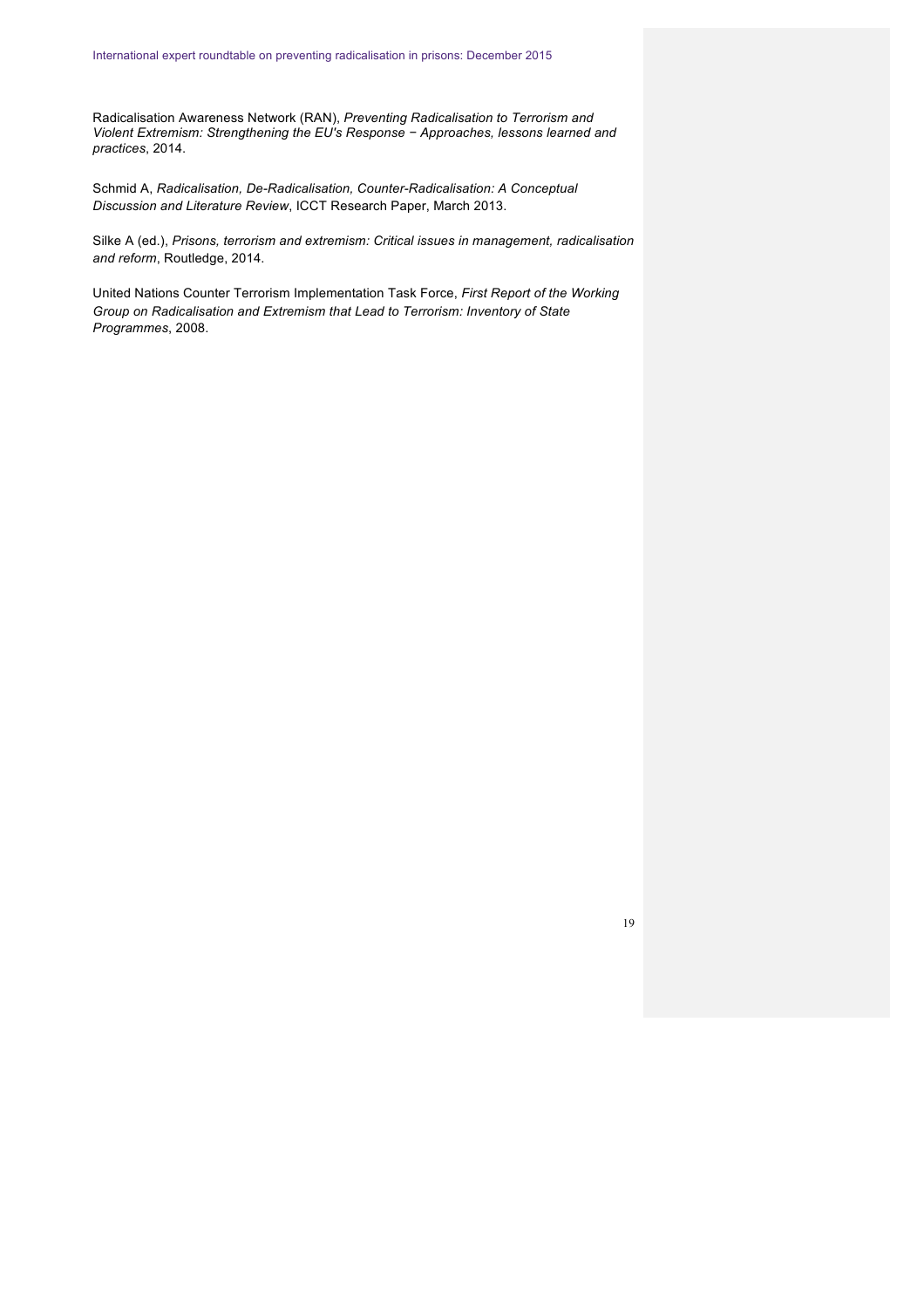Radicalisation Awareness Network (RAN), *Preventing Radicalisation to Terrorism and Violent Extremism: Strengthening the EU's Response − Approaches, lessons learned and practices*, 2014.

Schmid A, *Radicalisation, De-Radicalisation, Counter-Radicalisation: A Conceptual Discussion and Literature Review*, ICCT Research Paper, March 2013.

Silke A (ed.), *Prisons, terrorism and extremism: Critical issues in management, radicalisation and reform*, Routledge, 2014.

United Nations Counter Terrorism Implementation Task Force, *First Report of the Working Group on Radicalisation and Extremism that Lead to Terrorism: Inventory of State Programmes*, 2008.